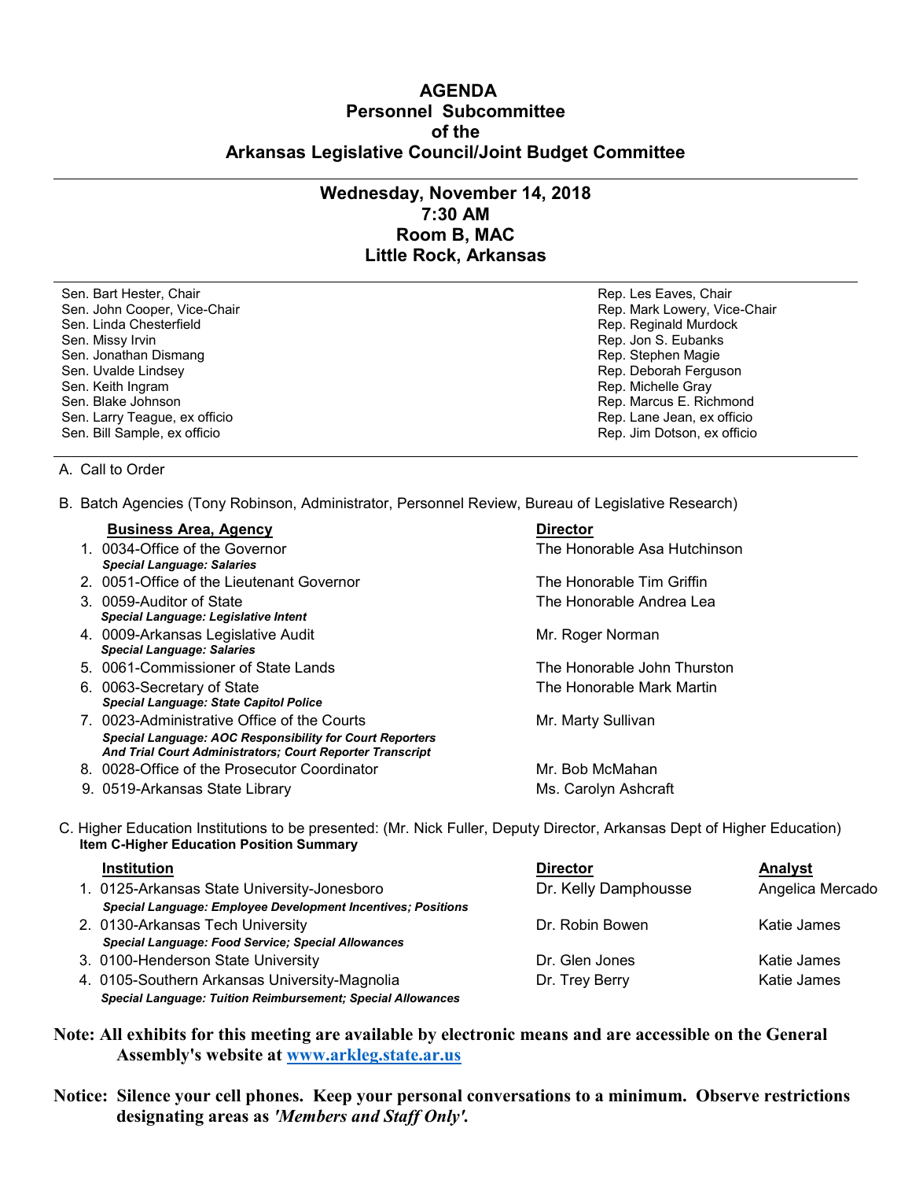# AGENDA
## Personnel Subcommittee
## of the
## Arkansas Legislative Council/Joint Budget Committee

---

### Wednesday, November 14, 2018
### 7:30 AM
### Room B, MAC
### Little Rock, Arkansas

---

| Senate | House |
|---|---|
| Sen. Bart Hester, Chair | Rep. Les Eaves, Chair |
| Sen. John Cooper, Vice-Chair | Rep. Mark Lowery, Vice-Chair |
| Sen. Linda Chesterfield | Rep. Reginald Murdock |
| Sen. Missy Irvin | Rep. Jon S. Eubanks |
| Sen. Jonathan Dismang | Rep. Stephen Magie |
| Sen. Uvalde Lindsey | Rep. Deborah Ferguson |
| Sen. Keith Ingram | Rep. Michelle Gray |
| Sen. Blake Johnson | Rep. Marcus E. Richmond |
| Sen. Larry Teague, ex officio | Rep. Lane Jean, ex officio |
| Sen. Bill Sample, ex officio | Rep. Jim Dotson, ex officio |

---

A. Call to Order

B. Batch Agencies (Tony Robinson, Administrator, Personnel Review, Bureau of Legislative Research)

| | **Business Area, Agency** | **Director** |
|---|---|---|
| 1. | 0034-Office of the Governor<br>***Special Language: Salaries*** | The Honorable Asa Hutchinson |
| 2. | 0051-Office of the Lieutenant Governor | The Honorable Tim Griffin |
| 3. | 0059-Auditor of State<br>***Special Language: Legislative Intent*** | The Honorable Andrea Lea |
| 4. | 0009-Arkansas Legislative Audit<br>***Special Language: Salaries*** | Mr. Roger Norman |
| 5. | 0061-Commissioner of State Lands | The Honorable John Thurston |
| 6. | 0063-Secretary of State<br>***Special Language: State Capitol Police*** | The Honorable Mark Martin |
| 7. | 0023-Administrative Office of the Courts<br>***Special Language: AOC Responsibility for Court Reporters And Trial Court Administrators; Court Reporter Transcript*** | Mr. Marty Sullivan |
| 8. | 0028-Office of the Prosecutor Coordinator | Mr. Bob McMahan |
| 9. | 0519-Arkansas State Library | Ms. Carolyn Ashcraft |

C. Higher Education Institutions to be presented: (Mr. Nick Fuller, Deputy Director, Arkansas Dept of Higher Education)
**Item C-Higher Education Position Summary**

| | **Institution** | **Director** | **Analyst** |
|---|---|---|---|
| 1. | 0125-Arkansas State University-Jonesboro<br>***Special Language: Employee Development Incentives; Positions*** | Dr. Kelly Damphousse | Angelica Mercado |
| 2. | 0130-Arkansas Tech University<br>***Special Language: Food Service; Special Allowances*** | Dr. Robin Bowen | Katie James |
| 3. | 0100-Henderson State University | Dr. Glen Jones | Katie James |
| 4. | 0105-Southern Arkansas University-Magnolia<br>***Special Language: Tuition Reimbursement; Special Allowances*** | Dr. Trey Berry | Katie James |

**Note: All exhibits for this meeting are available by electronic means and are accessible on the General Assembly's website at [www.arkleg.state.ar.us](http://www.arkleg.state.ar.us)**

**Notice: Silence your cell phones. Keep your personal conversations to a minimum. Observe restrictions designating areas as *'Members and Staff Only'*.**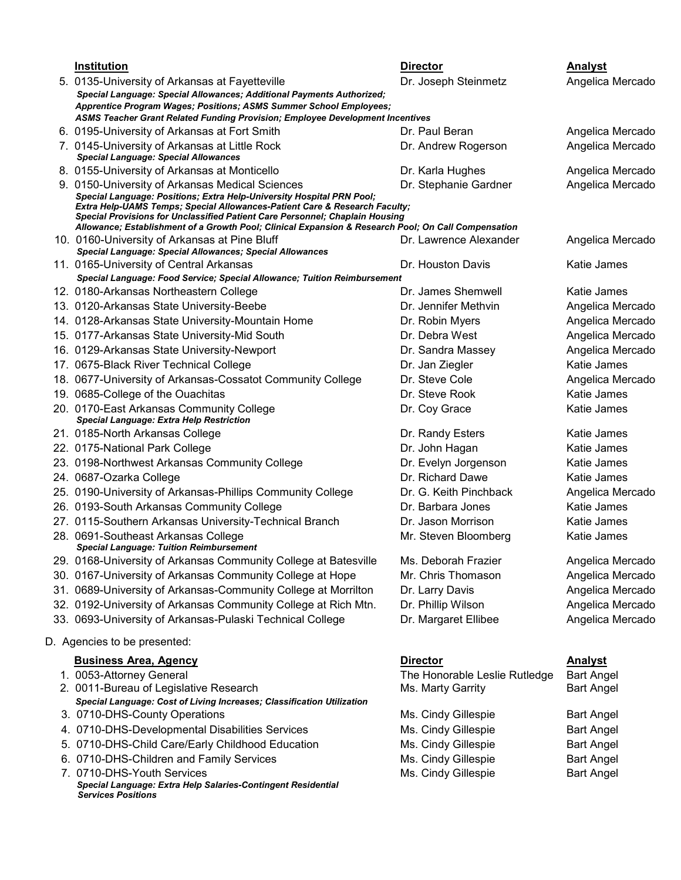| Institution | Director | Analyst |
|---|---|---|
| 5. 0135-University of Arkansas at Fayetteville<br>***Special Language: Special Allowances; Additional Payments Authorized; Apprentice Program Wages; Positions; ASMS Summer School Employees; ASMS Teacher Grant Related Funding Provision; Employee Development Incentives*** | Dr. Joseph Steinmetz | Angelica Mercado |
| 6. 0195-University of Arkansas at Fort Smith | Dr. Paul Beran | Angelica Mercado |
| 7. 0145-University of Arkansas at Little Rock<br>***Special Language: Special Allowances*** | Dr. Andrew Rogerson | Angelica Mercado |
| 8. 0155-University of Arkansas at Monticello | Dr. Karla Hughes | Angelica Mercado |
| 9. 0150-University of Arkansas Medical Sciences<br>***Special Language: Positions; Extra Help-University Hospital PRN Pool; Extra Help-UAMS Temps; Special Allowances-Patient Care & Research Faculty; Special Provisions for Unclassified Patient Care Personnel; Chaplain Housing Allowance; Establishment of a Growth Pool; Clinical Expansion & Research Pool; On Call Compensation*** | Dr. Stephanie Gardner | Angelica Mercado |
| 10. 0160-University of Arkansas at Pine Bluff<br>***Special Language: Special Allowances; Special Allowances*** | Dr. Lawrence Alexander | Angelica Mercado |
| 11. 0165-University of Central Arkansas<br>***Special Language: Food Service; Special Allowance; Tuition Reimbursement*** | Dr. Houston Davis | Katie James |
| 12. 0180-Arkansas Northeastern College | Dr. James Shemwell | Katie James |
| 13. 0120-Arkansas State University-Beebe | Dr. Jennifer Methvin | Angelica Mercado |
| 14. 0128-Arkansas State University-Mountain Home | Dr. Robin Myers | Angelica Mercado |
| 15. 0177-Arkansas State University-Mid South | Dr. Debra West | Angelica Mercado |
| 16. 0129-Arkansas State University-Newport | Dr. Sandra Massey | Angelica Mercado |
| 17. 0675-Black River Technical College | Dr. Jan Ziegler | Katie James |
| 18. 0677-University of Arkansas-Cossatot Community College | Dr. Steve Cole | Angelica Mercado |
| 19. 0685-College of the Ouachitas | Dr. Steve Rook | Katie James |
| 20. 0170-East Arkansas Community College<br>***Special Language: Extra Help Restriction*** | Dr. Coy Grace | Katie James |
| 21. 0185-North Arkansas College | Dr. Randy Esters | Katie James |
| 22. 0175-National Park College | Dr. John Hagan | Katie James |
| 23. 0198-Northwest Arkansas Community College | Dr. Evelyn Jorgenson | Katie James |
| 24. 0687-Ozarka College | Dr. Richard Dawe | Katie James |
| 25. 0190-University of Arkansas-Phillips Community College | Dr. G. Keith Pinchback | Angelica Mercado |
| 26. 0193-South Arkansas Community College | Dr. Barbara Jones | Katie James |
| 27. 0115-Southern Arkansas University-Technical Branch | Dr. Jason Morrison | Katie James |
| 28. 0691-Southeast Arkansas College<br>***Special Language: Tuition Reimbursement*** | Mr. Steven Bloomberg | Katie James |
| 29. 0168-University of Arkansas Community College at Batesville | Ms. Deborah Frazier | Angelica Mercado |
| 30. 0167-University of Arkansas Community College at Hope | Mr. Chris Thomason | Angelica Mercado |
| 31. 0689-University of Arkansas-Community College at Morrilton | Dr. Larry Davis | Angelica Mercado |
| 32. 0192-University of Arkansas Community College at Rich Mtn. | Dr. Phillip Wilson | Angelica Mercado |
| 33. 0693-University of Arkansas-Pulaski Technical College | Dr. Margaret Ellibee | Angelica Mercado |

D. Agencies to be presented:

| Business Area, Agency | Director | Analyst |
|---|---|---|
| 1. 0053-Attorney General | The Honorable Leslie Rutledge | Bart Angel |
| 2. 0011-Bureau of Legislative Research<br>***Special Language: Cost of Living Increases; Classification Utilization*** | Ms. Marty Garrity | Bart Angel |
| 3. 0710-DHS-County Operations | Ms. Cindy Gillespie | Bart Angel |
| 4. 0710-DHS-Developmental Disabilities Services | Ms. Cindy Gillespie | Bart Angel |
| 5. 0710-DHS-Child Care/Early Childhood Education | Ms. Cindy Gillespie | Bart Angel |
| 6. 0710-DHS-Children and Family Services | Ms. Cindy Gillespie | Bart Angel |
| 7. 0710-DHS-Youth Services<br>***Special Language: Extra Help Salaries-Contingent Residential Services Positions*** | Ms. Cindy Gillespie | Bart Angel |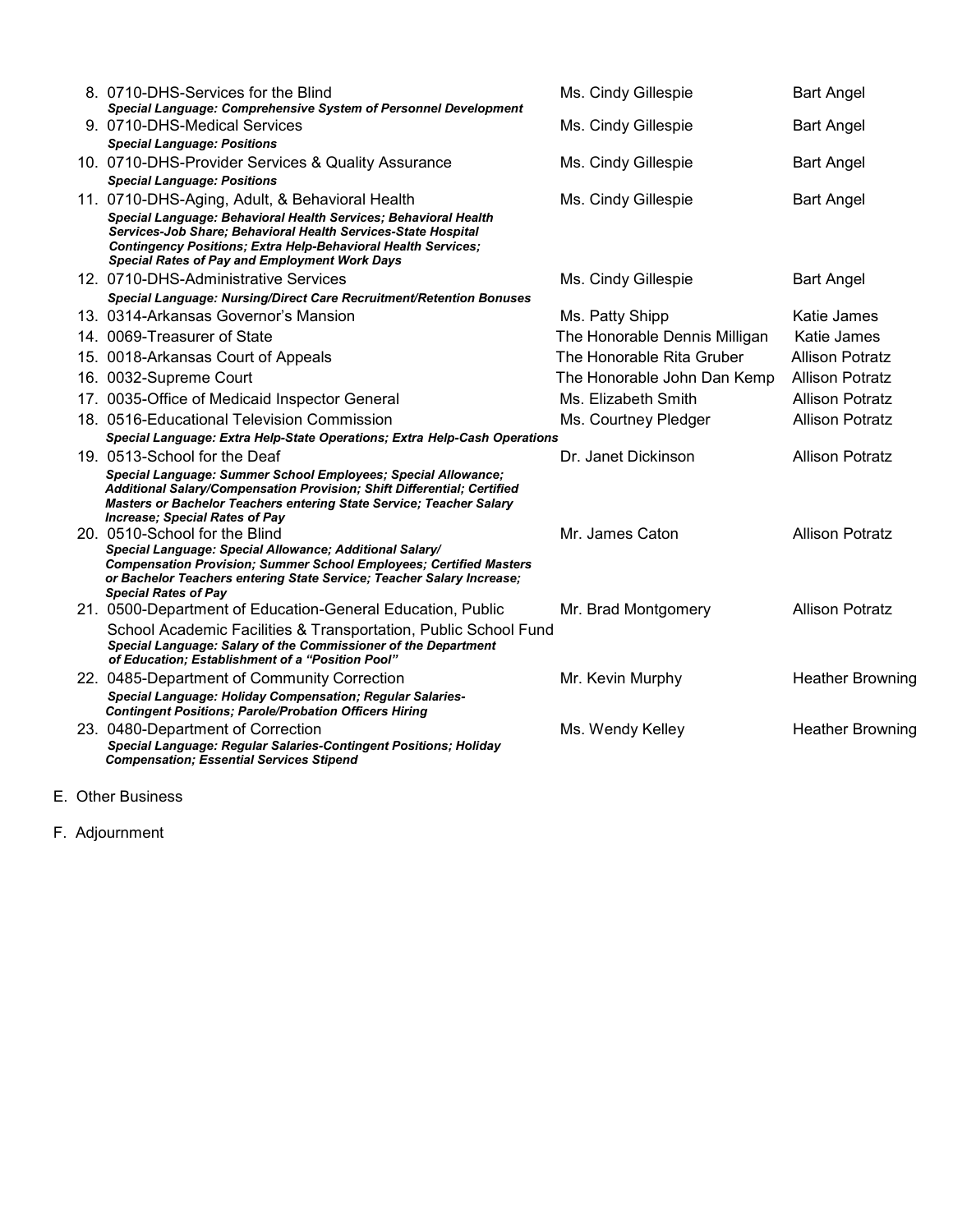8. 0710-DHS-Services for the Blind — Ms. Cindy Gillespie — Bart Angel
   ***Special Language: Comprehensive System of Personnel Development***
9. 0710-DHS-Medical Services — Ms. Cindy Gillespie — Bart Angel
   ***Special Language: Positions***
10. 0710-DHS-Provider Services & Quality Assurance — Ms. Cindy Gillespie — Bart Angel
    ***Special Language: Positions***
11. 0710-DHS-Aging, Adult, & Behavioral Health — Ms. Cindy Gillespie — Bart Angel
    ***Special Language: Behavioral Health Services; Behavioral Health Services-Job Share; Behavioral Health Services-State Hospital Contingency Positions; Extra Help-Behavioral Health Services; Special Rates of Pay and Employment Work Days***
12. 0710-DHS-Administrative Services — Ms. Cindy Gillespie — Bart Angel
    ***Special Language: Nursing/Direct Care Recruitment/Retention Bonuses***
13. 0314-Arkansas Governor's Mansion — Ms. Patty Shipp — Katie James
14. 0069-Treasurer of State — The Honorable Dennis Milligan — Katie James
15. 0018-Arkansas Court of Appeals — The Honorable Rita Gruber — Allison Potratz
16. 0032-Supreme Court — The Honorable John Dan Kemp — Allison Potratz
17. 0035-Office of Medicaid Inspector General — Ms. Elizabeth Smith — Allison Potratz
18. 0516-Educational Television Commission — Ms. Courtney Pledger — Allison Potratz
    ***Special Language: Extra Help-State Operations; Extra Help-Cash Operations***
19. 0513-School for the Deaf — Dr. Janet Dickinson — Allison Potratz
    ***Special Language: Summer School Employees; Special Allowance; Additional Salary/Compensation Provision; Shift Differential; Certified Masters or Bachelor Teachers entering State Service; Teacher Salary Increase; Special Rates of Pay***
20. 0510-School for the Blind — Mr. James Caton — Allison Potratz
    ***Special Language: Special Allowance; Additional Salary/Compensation Provision; Summer School Employees; Certified Masters or Bachelor Teachers entering State Service; Teacher Salary Increase; Special Rates of Pay***
21. 0500-Department of Education-General Education, Public School Academic Facilities & Transportation, Public School Fund — Mr. Brad Montgomery — Allison Potratz
    ***Special Language: Salary of the Commissioner of the Department of Education; Establishment of a "Position Pool"***
22. 0485-Department of Community Correction — Mr. Kevin Murphy — Heather Browning
    ***Special Language: Holiday Compensation; Regular Salaries-Contingent Positions; Parole/Probation Officers Hiring***
23. 0480-Department of Correction — Ms. Wendy Kelley — Heather Browning
    ***Special Language: Regular Salaries-Contingent Positions; Holiday Compensation; Essential Services Stipend***

E. Other Business

F. Adjournment